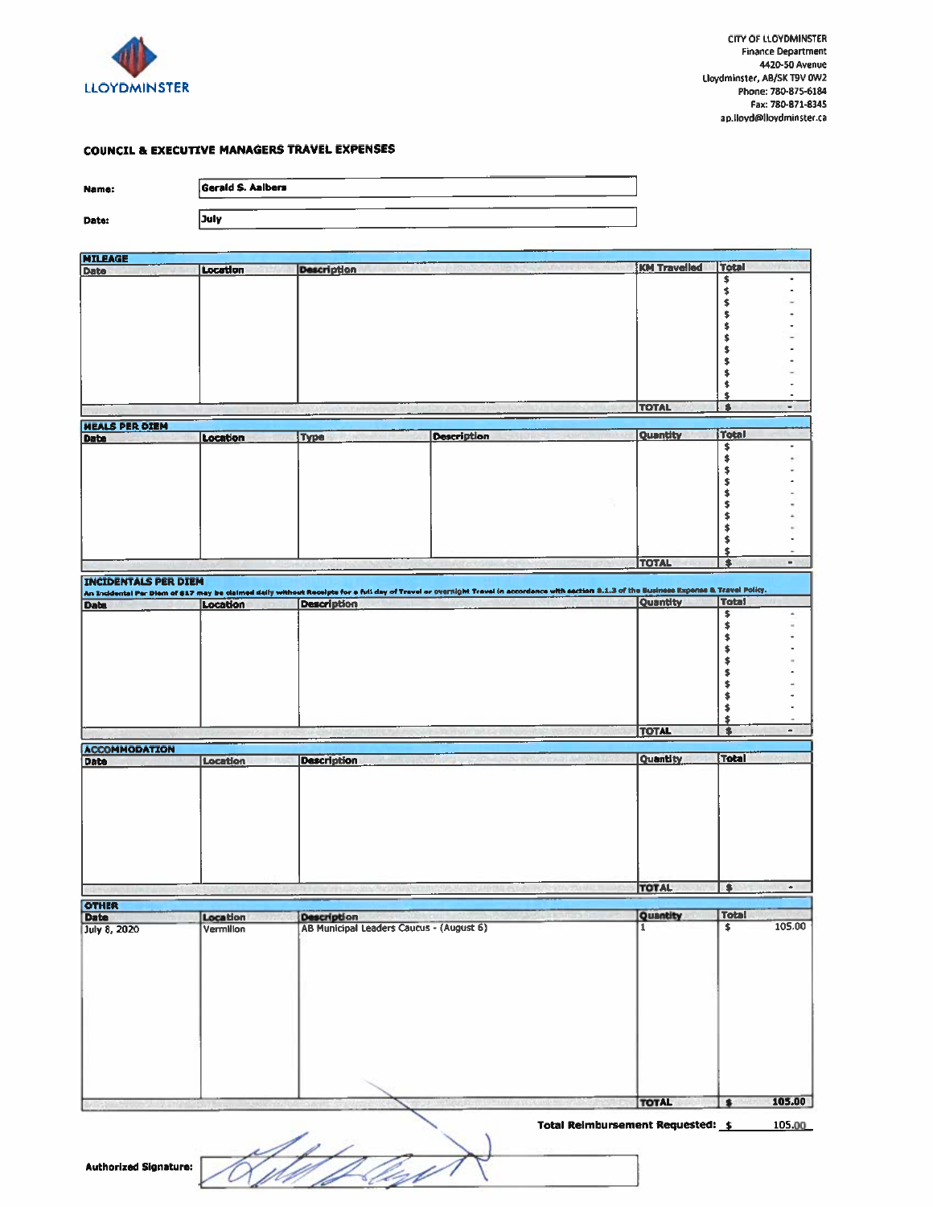CITY OF LLOYDMINSTER
Finance Department
4420-50 Avenue
Lloydminster, AB/SK T9V 0W2
Phone: 780-875-6184
Fax: 780-871-8345
ap.lloyd@lloydminster.ca

## COUNCIL & EXECUTIVE MANAGERS TRAVEL EXPENSES

**Name:** Gerald S. Aalbers

**Date:** July

### MILEAGE

| Date | Location | Description | KM Travelled | Total |
|---|---|---|---|---|
| | | | | $ - |
| | | | | $ - |
| | | | | $ - |
| | | | | $ - |
| | | | | $ - |
| | | | | $ - |
| | | | | $ - |
| | | | | $ - |
| | | | | $ - |
| | | | | $ - |
| | | | | $ - |
| | | | TOTAL | $ - |

### MEALS PER DIEM

| Date | Location | Type | Description | Quantity | Total |
|---|---|---|---|---|---|
| | | | | | $ - |
| | | | | | $ - |
| | | | | | $ - |
| | | | | | $ - |
| | | | | | $ - |
| | | | | | $ - |
| | | | | | $ - |
| | | | | | $ - |
| | | | | | $ - |
| | | | | | $ - |
| | | | | TOTAL | $ - |

### INCIDENTALS PER DIEM

An Incidental Per Diem of $17 may be claimed daily without Receipts for a full day of Travel or overnight Travel in accordance with section 8.1.3 of the Business Expense & Travel Policy.

| Date | Location | Description | Quantity | Total |
|---|---|---|---|---|
| | | | | $ - |
| | | | | $ - |
| | | | | $ - |
| | | | | $ - |
| | | | | $ - |
| | | | | $ - |
| | | | | $ - |
| | | | | $ - |
| | | | | $ - |
| | | | | $ - |
| | | | TOTAL | $ - |

### ACCOMMODATION

| Date | Location | Description | Quantity | Total |
|---|---|---|---|---|
| | | | | |
| | | | TOTAL | $ - |

### OTHER

| Date | Location | Description | Quantity | Total |
|---|---|---|---|---|
| July 8, 2020 | Vermilion | AB Municipal Leaders Caucus - (August 6) | 1 | $ 105.00 |
| | | | TOTAL | $ 105.00 |

**Total Reimbursement Requested:** $ 105.00

**Authorized Signature:**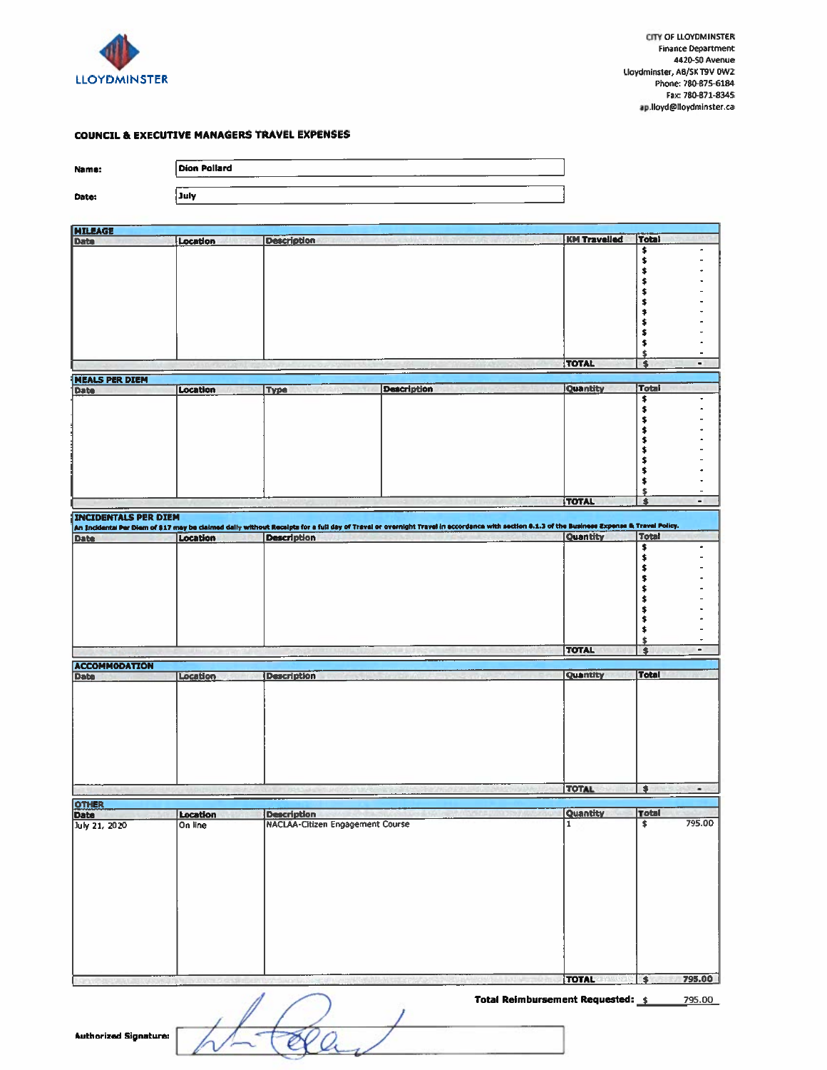CITY OF LLOYDMINSTER
Finance Department
4420-50 Avenue
Lloydminster, AB/SK T9V 0W2
Phone: 780-875-6184
Fax: 780-871-8345
ap.lloyd@lloydminster.ca

LLOYDMINSTER

## COUNCIL & EXECUTIVE MANAGERS TRAVEL EXPENSES

**Name:** Dion Pollard

**Date:** July

### MILEAGE

| Date | Location | Description | KM Travelled | Total |
|---|---|---|---|---|
| | | | | $ - |
| | | | | $ - |
| | | | | $ - |
| | | | | $ - |
| | | | | $ - |
| | | | | $ - |
| | | | | $ - |
| | | | | $ - |
| | | | | $ - |
| | | | | $ - |
| | | | | $ - |
| | | | TOTAL | $ - |

### MEALS PER DIEM

| Date | Location | Type | Description | Quantity | Total |
|---|---|---|---|---|---|
| | | | | | $ - |
| | | | | | $ - |
| | | | | | $ - |
| | | | | | $ - |
| | | | | | $ - |
| | | | | | $ - |
| | | | | | $ - |
| | | | | | $ - |
| | | | | | $ - |
| | | | | | $ - |
| | | | | TOTAL | $ - |

### INCIDENTALS PER DIEM

An Incidental Per Diem of $17 may be claimed daily without Receipts for a full day of Travel or overnight Travel in accordance with section 8.1.3 of the Business Expense & Travel Policy.

| Date | Location | Description | Quantity | Total |
|---|---|---|---|---|
| | | | | $ - |
| | | | | $ - |
| | | | | $ - |
| | | | | $ - |
| | | | | $ - |
| | | | | $ - |
| | | | | $ - |
| | | | | $ - |
| | | | | $ - |
| | | | | $ - |
| | | | TOTAL | $ - |

### ACCOMMODATION

| Date | Location | Description | Quantity | Total |
|---|---|---|---|---|
| | | | TOTAL | $ - |

### OTHER

| Date | Location | Description | Quantity | Total |
|---|---|---|---|---|
| July 21, 2020 | On line | NACLAA-Citizen Engagement Course | 1 | $ 795.00 |
| | | | TOTAL | $ 795.00 |

**Total Reimbursement Requested:** $ 795.00

**Authorized Signature:**